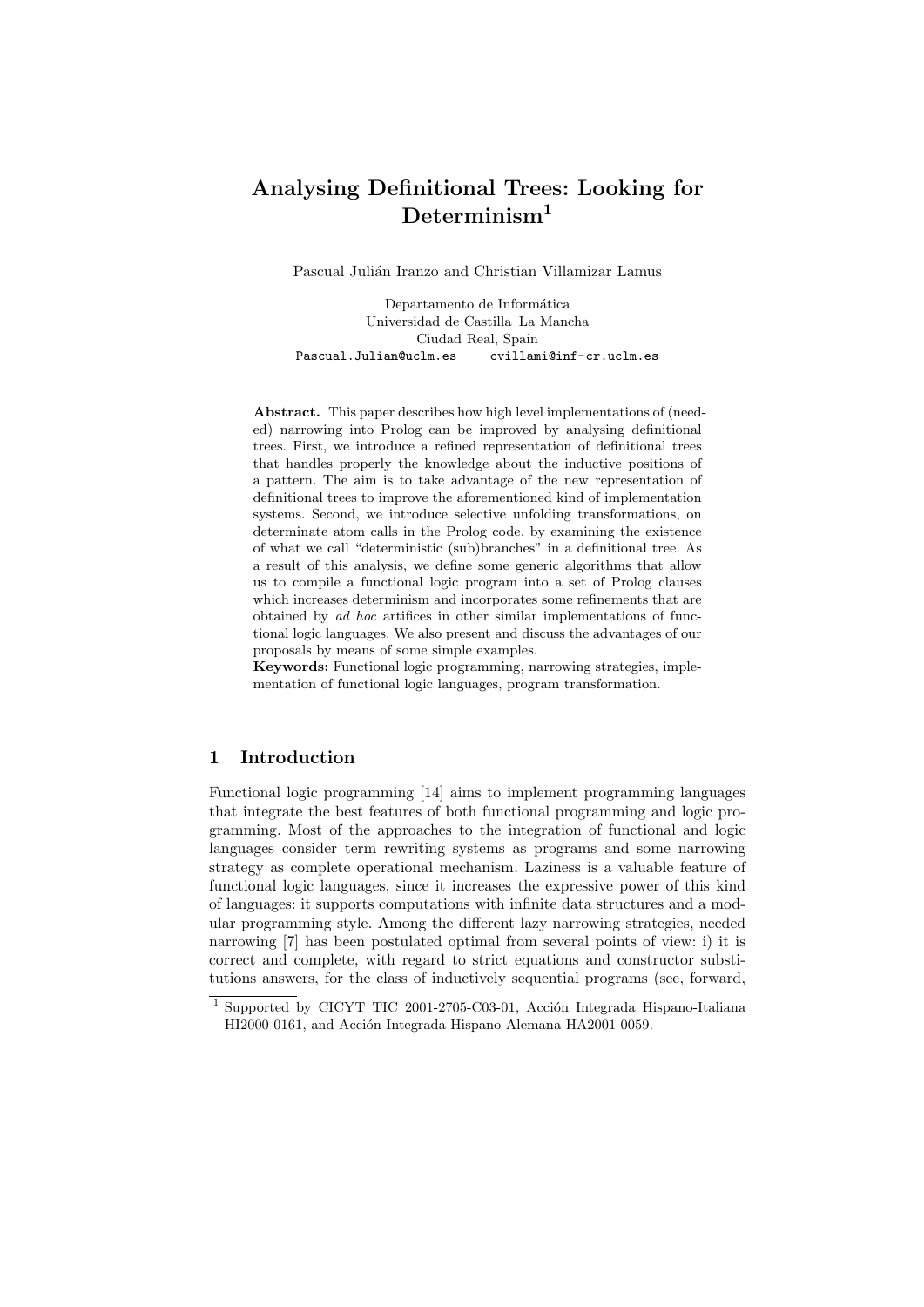# Analysing Definitional Trees: Looking for Determinism[1]

Pascual Julián Iranzo and Christian Villamizar Lamus

Departamento de Informática
Universidad de Castilla–La Mancha
Ciudad Real, Spain
Pascual.Julian@uclm.es cvillami@inf-cr.uclm.es

**Abstract.** This paper describes how high level implementations of (needed) narrowing into Prolog can be improved by analysing definitional trees. First, we introduce a refined representation of definitional trees that handles properly the knowledge about the inductive positions of a pattern. The aim is to take advantage of the new representation of definitional trees to improve the aforementioned kind of implementation systems. Second, we introduce selective unfolding transformations, on determinate atom calls in the Prolog code, by examining the existence of what we call "deterministic (sub)branches" in a definitional tree. As a result of this analysis, we define some generic algorithms that allow us to compile a functional logic program into a set of Prolog clauses which increases determinism and incorporates some refinements that are obtained by *ad hoc* artifices in other similar implementations of functional logic languages. We also present and discuss the advantages of our proposals by means of some simple examples.
**Keywords:** Functional logic programming, narrowing strategies, implementation of functional logic languages, program transformation.

## 1 Introduction

Functional logic programming [14] aims to implement programming languages that integrate the best features of both functional programming and logic programming. Most of the approaches to the integration of functional and logic languages consider term rewriting systems as programs and some narrowing strategy as complete operational mechanism. Laziness is a valuable feature of functional logic languages, since it increases the expressive power of this kind of languages: it supports computations with infinite data structures and a modular programming style. Among the different lazy narrowing strategies, needed narrowing [7] has been postulated optimal from several points of view: i) it is correct and complete, with regard to strict equations and constructor substitutions answers, for the class of inductively sequential programs (see, forward,

[1] Supported by CICYT TIC 2001-2705-C03-01, Acción Integrada Hispano-Italiana HI2000-0161, and Acción Integrada Hispano-Alemana HA2001-0059.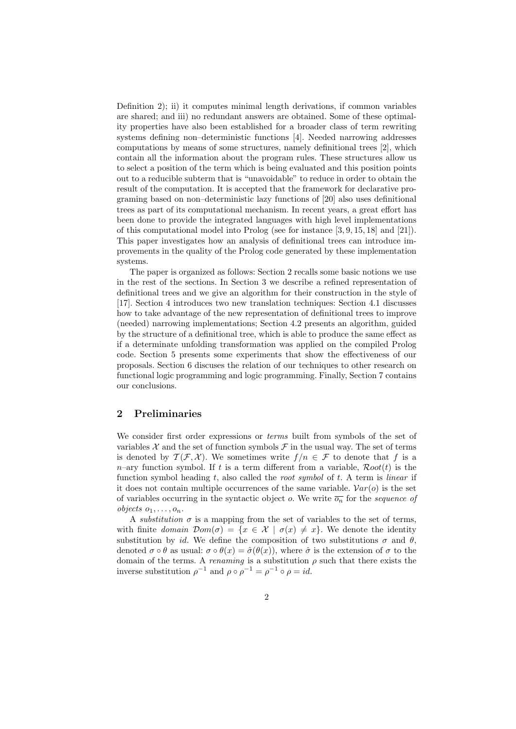Definition 2); ii) it computes minimal length derivations, if common variables are shared; and iii) no redundant answers are obtained. Some of these optimality properties have also been established for a broader class of term rewriting systems defining non–deterministic functions [4]. Needed narrowing addresses computations by means of some structures, namely definitional trees [2], which contain all the information about the program rules. These structures allow us to select a position of the term which is being evaluated and this position points out to a reducible subterm that is "unavoidable" to reduce in order to obtain the result of the computation. It is accepted that the framework for declarative programing based on non–deterministic lazy functions of [20] also uses definitional trees as part of its computational mechanism. In recent years, a great effort has been done to provide the integrated languages with high level implementations of this computational model into Prolog (see for instance [3, 9, 15, 18] and [21]). This paper investigates how an analysis of definitional trees can introduce improvements in the quality of the Prolog code generated by these implementation systems.

The paper is organized as follows: Section 2 recalls some basic notions we use in the rest of the sections. In Section 3 we describe a refined representation of definitional trees and we give an algorithm for their construction in the style of [17]. Section 4 introduces two new translation techniques: Section 4.1 discusses how to take advantage of the new representation of definitional trees to improve (needed) narrowing implementations; Section 4.2 presents an algorithm, guided by the structure of a definitional tree, which is able to produce the same effect as if a determinate unfolding transformation was applied on the compiled Prolog code. Section 5 presents some experiments that show the effectiveness of our proposals. Section 6 discuses the relation of our techniques to other research on functional logic programming and logic programming. Finally, Section 7 contains our conclusions.

## 2 Preliminaries

We consider first order expressions or *terms* built from symbols of the set of variables $\mathcal{X}$ and the set of function symbols $\mathcal{F}$ in the usual way. The set of terms is denoted by $\mathcal{T}(\mathcal{F}, \mathcal{X})$. We sometimes write $f/n \in \mathcal{F}$ to denote that $f$ is a $n$–ary function symbol. If $t$ is a term different from a variable, $\mathcal{R}oot(t)$ is the function symbol heading $t$, also called the *root symbol* of $t$. A term is *linear* if it does not contain multiple occurrences of the same variable. $\mathcal{V}ar(o)$ is the set of variables occurring in the syntactic object $o$. We write $\overline{o_n}$ for the *sequence of objects* $o_1, \ldots, o_n$.

A *substitution* $\sigma$ is a mapping from the set of variables to the set of terms, with finite *domain* $\mathcal{D}om(\sigma) = \{x \in \mathcal{X} \mid \sigma(x) \neq x\}$. We denote the identity substitution by $id$. We define the composition of two substitutions $\sigma$ and $\theta$, denoted $\sigma \circ \theta$ as usual: $\sigma \circ \theta(x) = \hat{\sigma}(\theta(x))$, where $\hat{\sigma}$ is the extension of $\sigma$ to the domain of the terms. A *renaming* is a substitution $\rho$ such that there exists the inverse substitution $\rho^{-1}$ and $\rho \circ \rho^{-1} = \rho^{-1} \circ \rho = id$.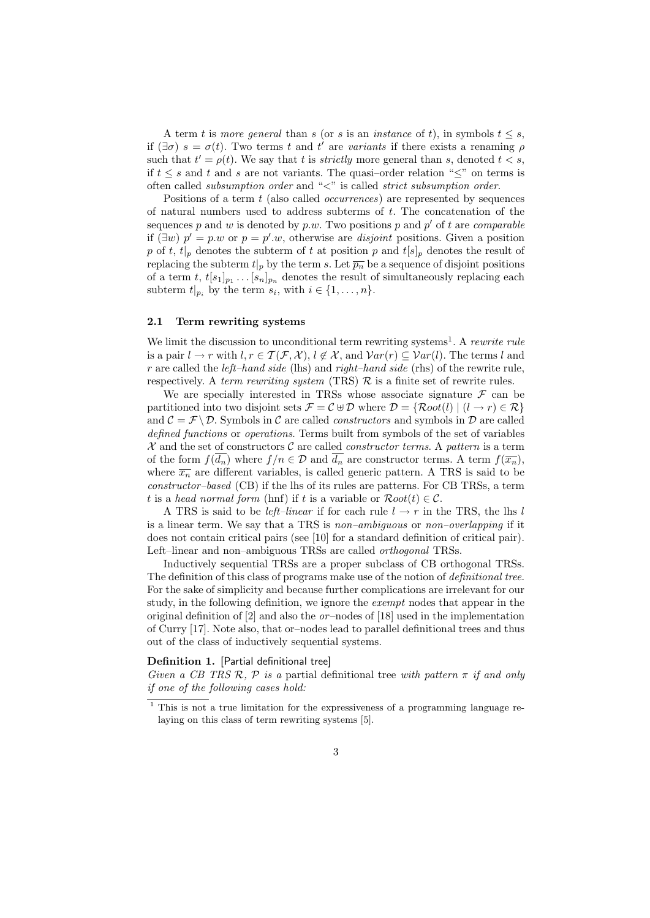A term $t$ is *more general* than $s$ (or $s$ is an *instance* of $t$), in symbols $t \leq s$, if $(\exists\sigma)\ s = \sigma(t)$. Two terms $t$ and $t'$ are *variants* if there exists a renaming $\rho$ such that $t' = \rho(t)$. We say that $t$ is *strictly* more general than $s$, denoted $t < s$, if $t \leq s$ and $t$ and $s$ are not variants. The quasi–order relation "$\leq$" on terms is often called *subsumption order* and "$<$" is called *strict subsumption order*.

Positions of a term $t$ (also called *occurrences*) are represented by sequences of natural numbers used to address subterms of $t$. The concatenation of the sequences $p$ and $w$ is denoted by $p.w$. Two positions $p$ and $p'$ of $t$ are *comparable* if $(\exists w)\ p' = p.w$ or $p = p'.w$, otherwise are *disjoint* positions. Given a position $p$ of $t$, $t|_p$ denotes the subterm of $t$ at position $p$ and $t[s]_p$ denotes the result of replacing the subterm $t|_p$ by the term $s$. Let $\overline{p_n}$ be a sequence of disjoint positions of a term $t$, $t[s_1]_{p_1} \ldots [s_n]_{p_n}$ denotes the result of simultaneously replacing each subterm $t|_{p_i}$ by the term $s_i$, with $i \in \{1, \ldots, n\}$.

### 2.1 Term rewriting systems

We limit the discussion to unconditional term rewriting systems[1]. A *rewrite rule* is a pair $l \to r$ with $l, r \in \mathcal{T}(\mathcal{F}, \mathcal{X})$, $l \notin \mathcal{X}$, and $\mathcal{V}ar(r) \subseteq \mathcal{V}ar(l)$. The terms $l$ and $r$ are called the *left–hand side* (lhs) and *right–hand side* (rhs) of the rewrite rule, respectively. A *term rewriting system* (TRS) $\mathcal{R}$ is a finite set of rewrite rules.

We are specially interested in TRSs whose associate signature $\mathcal{F}$ can be partitioned into two disjoint sets $\mathcal{F} = \mathcal{C} \uplus \mathcal{D}$ where $\mathcal{D} = \{\mathcal{R}oot(l) \mid (l \to r) \in \mathcal{R}\}$ and $\mathcal{C} = \mathcal{F} \setminus \mathcal{D}$. Symbols in $\mathcal{C}$ are called *constructors* and symbols in $\mathcal{D}$ are called *defined functions* or *operations*. Terms built from symbols of the set of variables $\mathcal{X}$ and the set of constructors $\mathcal{C}$ are called *constructor terms*. A *pattern* is a term of the form $f(\overline{d_n})$ where $f/n \in \mathcal{D}$ and $\overline{d_n}$ are constructor terms. A term $f(\overline{x_n})$, where $\overline{x_n}$ are different variables, is called generic pattern. A TRS is said to be *constructor–based* (CB) if the lhs of its rules are patterns. For CB TRSs, a term $t$ is a *head normal form* (hnf) if $t$ is a variable or $\mathcal{R}oot(t) \in \mathcal{C}$.

A TRS is said to be *left–linear* if for each rule $l \to r$ in the TRS, the lhs $l$ is a linear term. We say that a TRS is *non–ambiguous* or *non–overlapping* if it does not contain critical pairs (see [10] for a standard definition of critical pair). Left–linear and non–ambiguous TRSs are called *orthogonal* TRSs.

Inductively sequential TRSs are a proper subclass of CB orthogonal TRSs. The definition of this class of programs make use of the notion of *definitional tree*. For the sake of simplicity and because further complications are irrelevant for our study, in the following definition, we ignore the *exempt* nodes that appear in the original definition of [2] and also the *or*–nodes of [18] used in the implementation of Curry [17]. Note also, that or–nodes lead to parallel definitional trees and thus out of the class of inductively sequential systems.

**Definition 1.** [Partial definitional tree]
*Given a CB TRS $\mathcal{R}$, $\mathcal{P}$ is a* partial definitional tree *with pattern $\pi$ if and only if one of the following cases hold:*

[1] This is not a true limitation for the expressiveness of a programming language relaying on this class of term rewriting systems [5].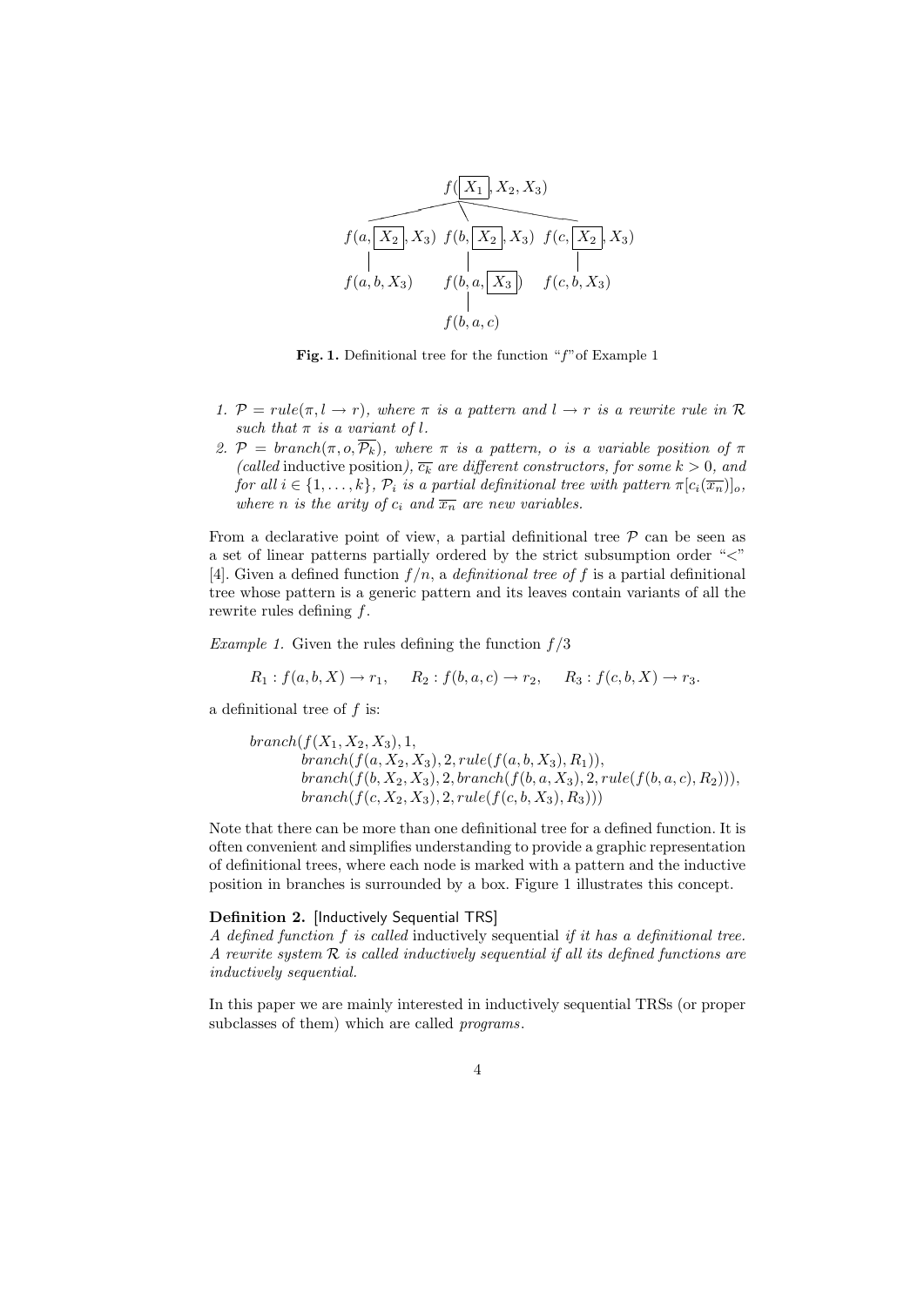Fig. 1. Definitional tree for the function "$f$" of Example 1

1. $\mathcal{P} = rule(\pi, l \to r)$, where $\pi$ is a pattern and $l \to r$ is a rewrite rule in $\mathcal{R}$ such that $\pi$ is a variant of $l$.
2. $\mathcal{P} = branch(\pi, o, \overline{\mathcal{P}_k})$, where $\pi$ is a pattern, $o$ is a variable position of $\pi$ (called inductive position), $\overline{c_k}$ are different constructors, for some $k > 0$, and for all $i \in \{1, \ldots, k\}$, $\mathcal{P}_i$ is a partial definitional tree with pattern $\pi[c_i(\overline{x_n})]_o$, where $n$ is the arity of $c_i$ and $\overline{x_n}$ are new variables.

From a declarative point of view, a partial definitional tree $\mathcal{P}$ can be seen as a set of linear patterns partially ordered by the strict subsumption order "$<$" [4]. Given a defined function $f/n$, a *definitional tree of* $f$ is a partial definitional tree whose pattern is a generic pattern and its leaves contain variants of all the rewrite rules defining $f$.

*Example 1.* Given the rules defining the function $f/3$

$$R_1 : f(a, b, X) \to r_1, \quad R_2 : f(b, a, c) \to r_2, \quad R_3 : f(c, b, X) \to r_3.$$

a definitional tree of $f$ is:

$$\begin{aligned}
&branch(f(X_1, X_2, X_3), 1,\\
&\quad branch(f(a, X_2, X_3), 2, rule(f(a, b, X_3), R_1)),\\
&\quad branch(f(b, X_2, X_3), 2, branch(f(b, a, X_3), 2, rule(f(b, a, c), R_2))),\\
&\quad branch(f(c, X_2, X_3), 2, rule(f(c, b, X_3), R_3)))
\end{aligned}$$

Note that there can be more than one definitional tree for a defined function. It is often convenient and simplifies understanding to provide a graphic representation of definitional trees, where each node is marked with a pattern and the inductive position in branches is surrounded by a box. Figure 1 illustrates this concept.

**Definition 2.** [Inductively Sequential TRS]
*A defined function $f$ is called* inductively sequential *if it has a definitional tree. A rewrite system $\mathcal{R}$ is called inductively sequential if all its defined functions are inductively sequential.*

In this paper we are mainly interested in inductively sequential TRSs (or proper subclasses of them) which are called *programs*.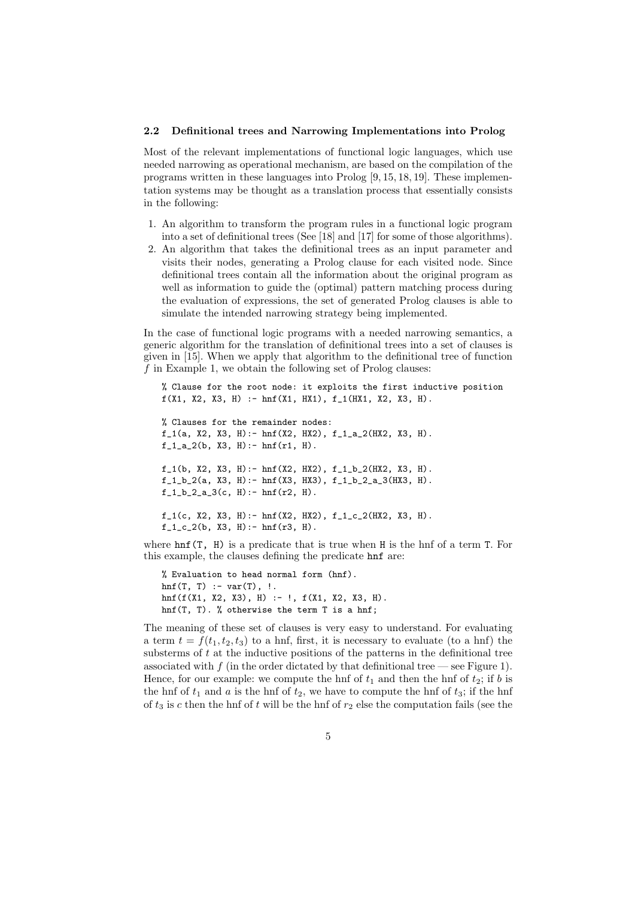### 2.2 Definitional trees and Narrowing Implementations into Prolog

Most of the relevant implementations of functional logic languages, which use needed narrowing as operational mechanism, are based on the compilation of the programs written in these languages into Prolog [9, 15, 18, 19]. These implementation systems may be thought as a translation process that essentially consists in the following:

1. An algorithm to transform the program rules in a functional logic program into a set of definitional trees (See [18] and [17] for some of those algorithms).
2. An algorithm that takes the definitional trees as an input parameter and visits their nodes, generating a Prolog clause for each visited node. Since definitional trees contain all the information about the original program as well as information to guide the (optimal) pattern matching process during the evaluation of expressions, the set of generated Prolog clauses is able to simulate the intended narrowing strategy being implemented.

In the case of functional logic programs with a needed narrowing semantics, a generic algorithm for the translation of definitional trees into a set of clauses is given in [15]. When we apply that algorithm to the definitional tree of function $f$ in Example 1, we obtain the following set of Prolog clauses:

```
% Clause for the root node: it exploits the first inductive position
f(X1, X2, X3, H) :- hnf(X1, HX1), f_1(HX1, X2, X3, H).

% Clauses for the remainder nodes:
f_1(a, X2, X3, H):- hnf(X2, HX2), f_1_a_2(HX2, X3, H).
f_1_a_2(b, X3, H):- hnf(r1, H).

f_1(b, X2, X3, H):- hnf(X2, HX2), f_1_b_2(HX2, X3, H).
f_1_b_2(a, X3, H):- hnf(X3, HX3), f_1_b_2_a_3(HX3, H).
f_1_b_2_a_3(c, H):- hnf(r2, H).

f_1(c, X2, X3, H):- hnf(X2, HX2), f_1_c_2(HX2, X3, H).
f_1_c_2(b, X3, H):- hnf(r3, H).
```

where `hnf(T, H)` is a predicate that is true when `H` is the hnf of a term `T`. For this example, the clauses defining the predicate `hnf` are:

```
% Evaluation to head normal form (hnf).
hnf(T, T) :- var(T), !.
hnf(f(X1, X2, X3), H) :- !, f(X1, X2, X3, H).
hnf(T, T). % otherwise the term T is a hnf;
```

The meaning of these set of clauses is very easy to understand. For evaluating a term $t = f(t_1, t_2, t_3)$ to a hnf, first, it is necessary to evaluate (to a hnf) the substerms of $t$ at the inductive positions of the patterns in the definitional tree associated with $f$ (in the order dictated by that definitional tree — see Figure 1). Hence, for our example: we compute the hnf of $t_1$ and then the hnf of $t_2$; if $b$ is the hnf of $t_1$ and $a$ is the hnf of $t_2$, we have to compute the hnf of $t_3$; if the hnf of $t_3$ is $c$ then the hnf of $t$ will be the hnf of $r_2$ else the computation fails (see the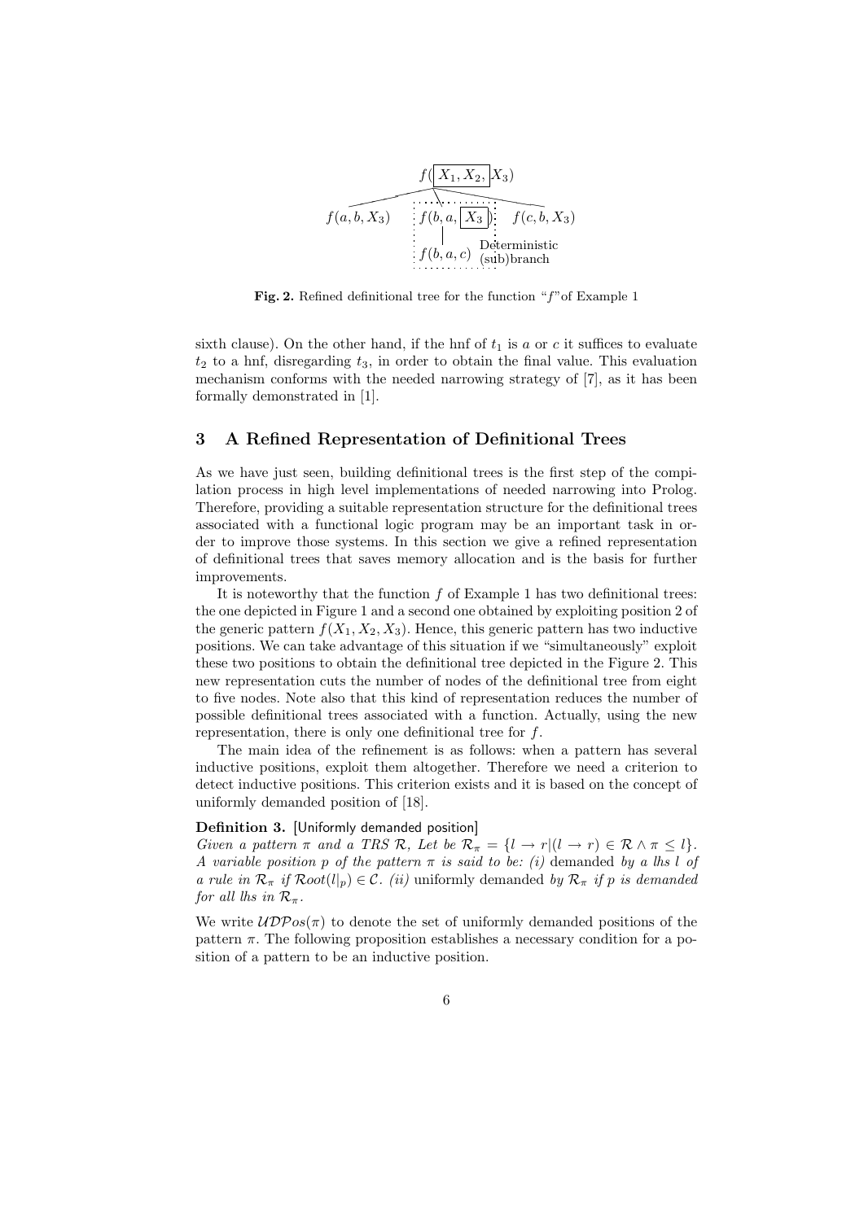Fig. 2. Refined definitional tree for the function "$f$" of Example 1

sixth clause). On the other hand, if the hnf of $t_1$ is $a$ or $c$ it suffices to evaluate $t_2$ to a hnf, disregarding $t_3$, in order to obtain the final value. This evaluation mechanism conforms with the needed narrowing strategy of [7], as it has been formally demonstrated in [1].

## 3 A Refined Representation of Definitional Trees

As we have just seen, building definitional trees is the first step of the compilation process in high level implementations of needed narrowing into Prolog. Therefore, providing a suitable representation structure for the definitional trees associated with a functional logic program may be an important task in order to improve those systems. In this section we give a refined representation of definitional trees that saves memory allocation and is the basis for further improvements.

It is noteworthy that the function $f$ of Example 1 has two definitional trees: the one depicted in Figure 1 and a second one obtained by exploiting position 2 of the generic pattern $f(X_1, X_2, X_3)$. Hence, this generic pattern has two inductive positions. We can take advantage of this situation if we "simultaneously" exploit these two positions to obtain the definitional tree depicted in the Figure 2. This new representation cuts the number of nodes of the definitional tree from eight to five nodes. Note also that this kind of representation reduces the number of possible definitional trees associated with a function. Actually, using the new representation, there is only one definitional tree for $f$.

The main idea of the refinement is as follows: when a pattern has several inductive positions, exploit them altogether. Therefore we need a criterion to detect inductive positions. This criterion exists and it is based on the concept of uniformly demanded position of [18].

**Definition 3.** [Uniformly demanded position]
*Given a pattern $\pi$ and a TRS $\mathcal{R}$, Let be $\mathcal{R}_\pi = \{l \to r | (l \to r) \in \mathcal{R} \land \pi \leq l\}$. A variable position $p$ of the pattern $\pi$ is said to be: (i)* demanded *by a lhs $l$ of a rule in $\mathcal{R}_\pi$ if $\mathcal{R}oot(l|_p) \in \mathcal{C}$. (ii)* uniformly demanded *by $\mathcal{R}_\pi$ if $p$ is demanded for all lhs in $\mathcal{R}_\pi$.*

We write $\mathcal{UDP}os(\pi)$ to denote the set of uniformly demanded positions of the pattern $\pi$. The following proposition establishes a necessary condition for a position of a pattern to be an inductive position.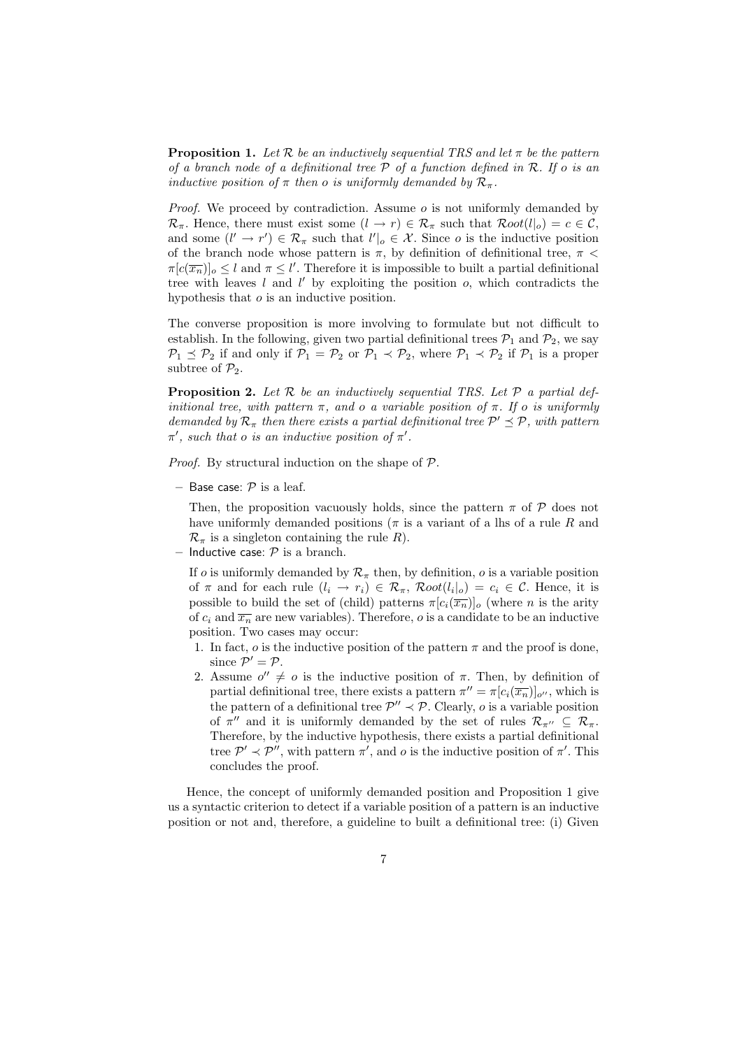**Proposition 1.** *Let $\mathcal{R}$ be an inductively sequential TRS and let $\pi$ be the pattern of a branch node of a definitional tree $\mathcal{P}$ of a function defined in $\mathcal{R}$. If $o$ is an inductive position of $\pi$ then $o$ is uniformly demanded by $\mathcal{R}_\pi$.*

*Proof.* We proceed by contradiction. Assume $o$ is not uniformly demanded by $\mathcal{R}_\pi$. Hence, there must exist some $(l \to r) \in \mathcal{R}_\pi$ such that $\mathcal{R}oot(l|_o) = c \in \mathcal{C}$, and some $(l' \to r') \in \mathcal{R}_\pi$ such that $l'|_o \in \mathcal{X}$. Since $o$ is the inductive position of the branch node whose pattern is $\pi$, by definition of definitional tree, $\pi < \pi[c(\overline{x_n})]_o \leq l$ and $\pi \leq l'$. Therefore it is impossible to built a partial definitional tree with leaves $l$ and $l'$ by exploiting the position $o$, which contradicts the hypothesis that $o$ is an inductive position.

The converse proposition is more involving to formulate but not difficult to establish. In the following, given two partial definitional trees $\mathcal{P}_1$ and $\mathcal{P}_2$, we say $\mathcal{P}_1 \preceq \mathcal{P}_2$ if and only if $\mathcal{P}_1 = \mathcal{P}_2$ or $\mathcal{P}_1 \prec \mathcal{P}_2$, where $\mathcal{P}_1 \prec \mathcal{P}_2$ if $\mathcal{P}_1$ is a proper subtree of $\mathcal{P}_2$.

**Proposition 2.** *Let $\mathcal{R}$ be an inductively sequential TRS. Let $\mathcal{P}$ a partial definitional tree, with pattern $\pi$, and $o$ a variable position of $\pi$. If $o$ is uniformly demanded by $\mathcal{R}_\pi$ then there exists a partial definitional tree $\mathcal{P}' \preceq \mathcal{P}$, with pattern $\pi'$, such that $o$ is an inductive position of $\pi'$.*

*Proof.* By structural induction on the shape of $\mathcal{P}$.

– Base case: $\mathcal{P}$ is a leaf.

  Then, the proposition vacuously holds, since the pattern $\pi$ of $\mathcal{P}$ does not have uniformly demanded positions ($\pi$ is a variant of a lhs of a rule $R$ and $\mathcal{R}_\pi$ is a singleton containing the rule $R$).

– Inductive case: $\mathcal{P}$ is a branch.

  If $o$ is uniformly demanded by $\mathcal{R}_\pi$ then, by definition, $o$ is a variable position of $\pi$ and for each rule $(l_i \to r_i) \in \mathcal{R}_\pi$, $\mathcal{R}oot(l_i|_o) = c_i \in \mathcal{C}$. Hence, it is possible to build the set of (child) patterns $\pi[c_i(\overline{x_n})]_o$ (where $n$ is the arity of $c_i$ and $\overline{x_n}$ are new variables). Therefore, $o$ is a candidate to be an inductive position. Two cases may occur:

  1. In fact, $o$ is the inductive position of the pattern $\pi$ and the proof is done, since $\mathcal{P}' = \mathcal{P}$.
  2. Assume $o'' \neq o$ is the inductive position of $\pi$. Then, by definition of partial definitional tree, there exists a pattern $\pi'' = \pi[c_i(\overline{x_n})]_{o''}$, which is the pattern of a definitional tree $\mathcal{P}'' \prec \mathcal{P}$. Clearly, $o$ is a variable position of $\pi''$ and it is uniformly demanded by the set of rules $\mathcal{R}_{\pi''} \subseteq \mathcal{R}_\pi$. Therefore, by the inductive hypothesis, there exists a partial definitional tree $\mathcal{P}' \prec \mathcal{P}''$, with pattern $\pi'$, and $o$ is the inductive position of $\pi'$. This concludes the proof.

Hence, the concept of uniformly demanded position and Proposition 1 give us a syntactic criterion to detect if a variable position of a pattern is an inductive position or not and, therefore, a guideline to built a definitional tree: (i) Given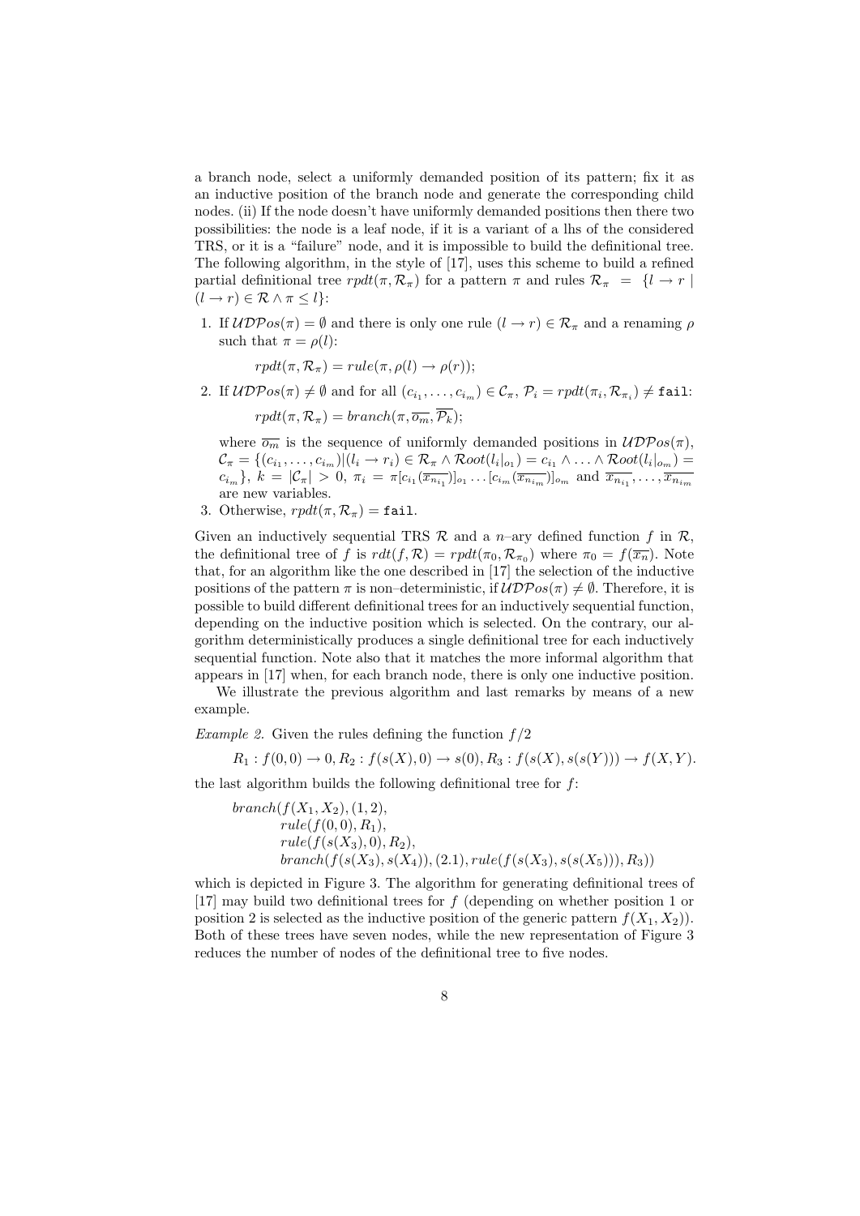a branch node, select a uniformly demanded position of its pattern; fix it as an inductive position of the branch node and generate the corresponding child nodes. (ii) If the node doesn't have uniformly demanded positions then there two possibilities: the node is a leaf node, if it is a variant of a lhs of the considered TRS, or it is a "failure" node, and it is impossible to build the definitional tree. The following algorithm, in the style of [17], uses this scheme to build a refined partial definitional tree $rpdt(\pi, \mathcal{R}_\pi)$ for a pattern $\pi$ and rules $\mathcal{R}_\pi = \{l \to r \mid (l \to r) \in \mathcal{R} \wedge \pi \leq l\}$:

1. If $\mathcal{UDP}os(\pi) = \emptyset$ and there is only one rule $(l \to r) \in \mathcal{R}_\pi$ and a renaming $\rho$ such that $\pi = \rho(l)$:

   $rpdt(\pi, \mathcal{R}_\pi) = rule(\pi, \rho(l) \to \rho(r))$;

2. If $\mathcal{UDP}os(\pi) \neq \emptyset$ and for all $(c_{i_1}, \ldots, c_{i_m}) \in \mathcal{C}_\pi$, $\mathcal{P}_i = rpdt(\pi_i, \mathcal{R}_{\pi_i}) \neq \texttt{fail}$:

   $rpdt(\pi, \mathcal{R}_\pi) = branch(\pi, \overline{o_m}, \overline{\mathcal{P}_k})$;

   where $\overline{o_m}$ is the sequence of uniformly demanded positions in $\mathcal{UDP}os(\pi)$, $\mathcal{C}_\pi = \{(c_{i_1}, \ldots, c_{i_m}) | (l_i \to r_i) \in \mathcal{R}_\pi \wedge \mathcal{R}oot(l_i|_{o_1}) = c_{i_1} \wedge \ldots \wedge \mathcal{R}oot(l_i|_{o_m}) = c_{i_m}\}$, $k = |\mathcal{C}_\pi| > 0$, $\pi_i = \pi[c_{i_1}(\overline{x_{n_{i_1}}})]_{o_1} \ldots [c_{i_m}(\overline{x_{n_{i_m}}})]_{o_m}$ and $\overline{x_{n_{i_1}}}, \ldots, \overline{x_{n_{i_m}}}$ are new variables.
3. Otherwise, $rpdt(\pi, \mathcal{R}_\pi) = \texttt{fail}$.

Given an inductively sequential TRS $\mathcal{R}$ and a $n$–ary defined function $f$ in $\mathcal{R}$, the definitional tree of $f$ is $rdt(f, \mathcal{R}) = rpdt(\pi_0, \mathcal{R}_{\pi_0})$ where $\pi_0 = f(\overline{x_n})$. Note that, for an algorithm like the one described in [17] the selection of the inductive positions of the pattern $\pi$ is non–deterministic, if $\mathcal{UDP}os(\pi) \neq \emptyset$. Therefore, it is possible to build different definitional trees for an inductively sequential function, depending on the inductive position which is selected. On the contrary, our algorithm deterministically produces a single definitional tree for each inductively sequential function. Note also that it matches the more informal algorithm that appears in [17] when, for each branch node, there is only one inductive position.

We illustrate the previous algorithm and last remarks by means of a new example.

*Example 2.* Given the rules defining the function $f/2$

$$R_1 : f(0, 0) \to 0, R_2 : f(s(X), 0) \to s(0), R_3 : f(s(X), s(s(Y))) \to f(X, Y).$$

the last algorithm builds the following definitional tree for $f$:

$branch(f(X_1, X_2), (1, 2),$
$\quad rule(f(0, 0), R_1),$
$\quad rule(f(s(X_3), 0), R_2),$
$\quad branch(f(s(X_3), s(X_4)), (2.1), rule(f(s(X_3), s(s(X_5))), R_3))$

which is depicted in Figure 3. The algorithm for generating definitional trees of [17] may build two definitional trees for $f$ (depending on whether position 1 or position 2 is selected as the inductive position of the generic pattern $f(X_1, X_2)$). Both of these trees have seven nodes, while the new representation of Figure 3 reduces the number of nodes of the definitional tree to five nodes.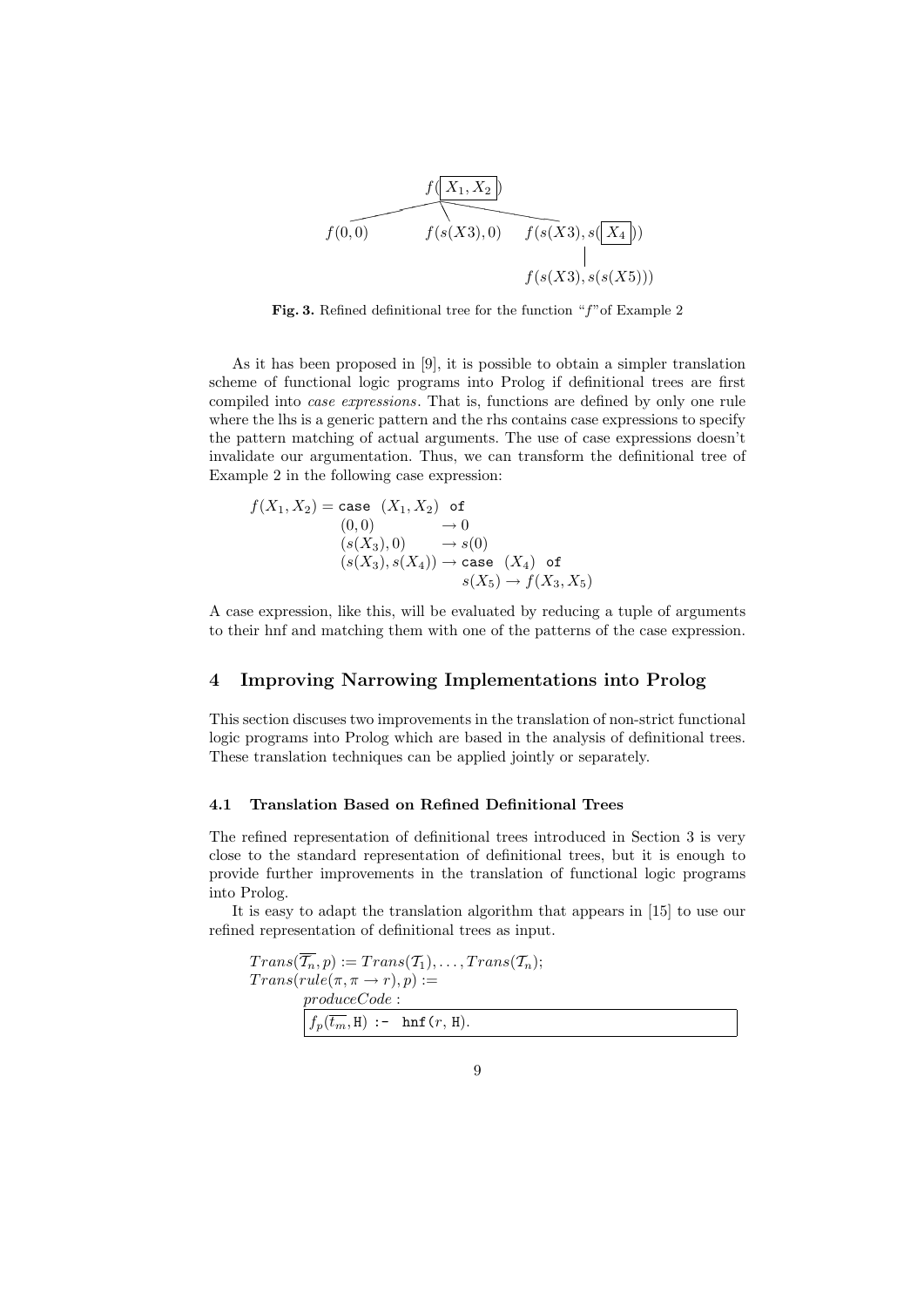$$
\begin{array}{c}
f(\boxed{X_1, X_2}) \\
f(0,0) \qquad f(s(X3),0) \qquad f(s(X3), s(\boxed{X_4})) \\
\qquad\qquad\qquad\qquad\qquad\qquad f(s(X3), s(s(X5)))
\end{array}
$$

**Fig. 3.** Refined definitional tree for the function "$f$" of Example 2

As it has been proposed in [9], it is possible to obtain a simpler translation scheme of functional logic programs into Prolog if definitional trees are first compiled into *case expressions*. That is, functions are defined by only one rule where the lhs is a generic pattern and the rhs contains case expressions to specify the pattern matching of actual arguments. The use of case expressions doesn't invalidate our argumentation. Thus, we can transform the definitional tree of Example 2 in the following case expression:

$$
\begin{array}{lll}
f(X_1, X_2) = \texttt{case}\ (X_1, X_2)\ \texttt{of} & & \\
\quad (0,0) & \rightarrow 0 & \\
\quad (s(X_3), 0) & \rightarrow s(0) & \\
\quad (s(X_3), s(X_4)) & \rightarrow \texttt{case}\ (X_4)\ \texttt{of} & \\
 & \qquad s(X_5) \rightarrow f(X_3, X_5) &
\end{array}
$$

A case expression, like this, will be evaluated by reducing a tuple of arguments to their hnf and matching them with one of the patterns of the case expression.

## 4 Improving Narrowing Implementations into Prolog

This section discuses two improvements in the translation of non-strict functional logic programs into Prolog which are based in the analysis of definitional trees. These translation techniques can be applied jointly or separately.

### 4.1 Translation Based on Refined Definitional Trees

The refined representation of definitional trees introduced in Section 3 is very close to the standard representation of definitional trees, but it is enough to provide further improvements in the translation of functional logic programs into Prolog.

It is easy to adapt the translation algorithm that appears in [15] to use our refined representation of definitional trees as input.

$Trans(\overline{\mathcal{T}_n}, p) := Trans(\mathcal{T}_1), \ldots, Trans(\mathcal{T}_n);$
$Trans(rule(\pi, \pi \rightarrow r), p) :=$
$\quad produceCode:$

$\quad f_p(\overline{t_m}, \texttt{H})$ `:- hnf(`$r$`, H).`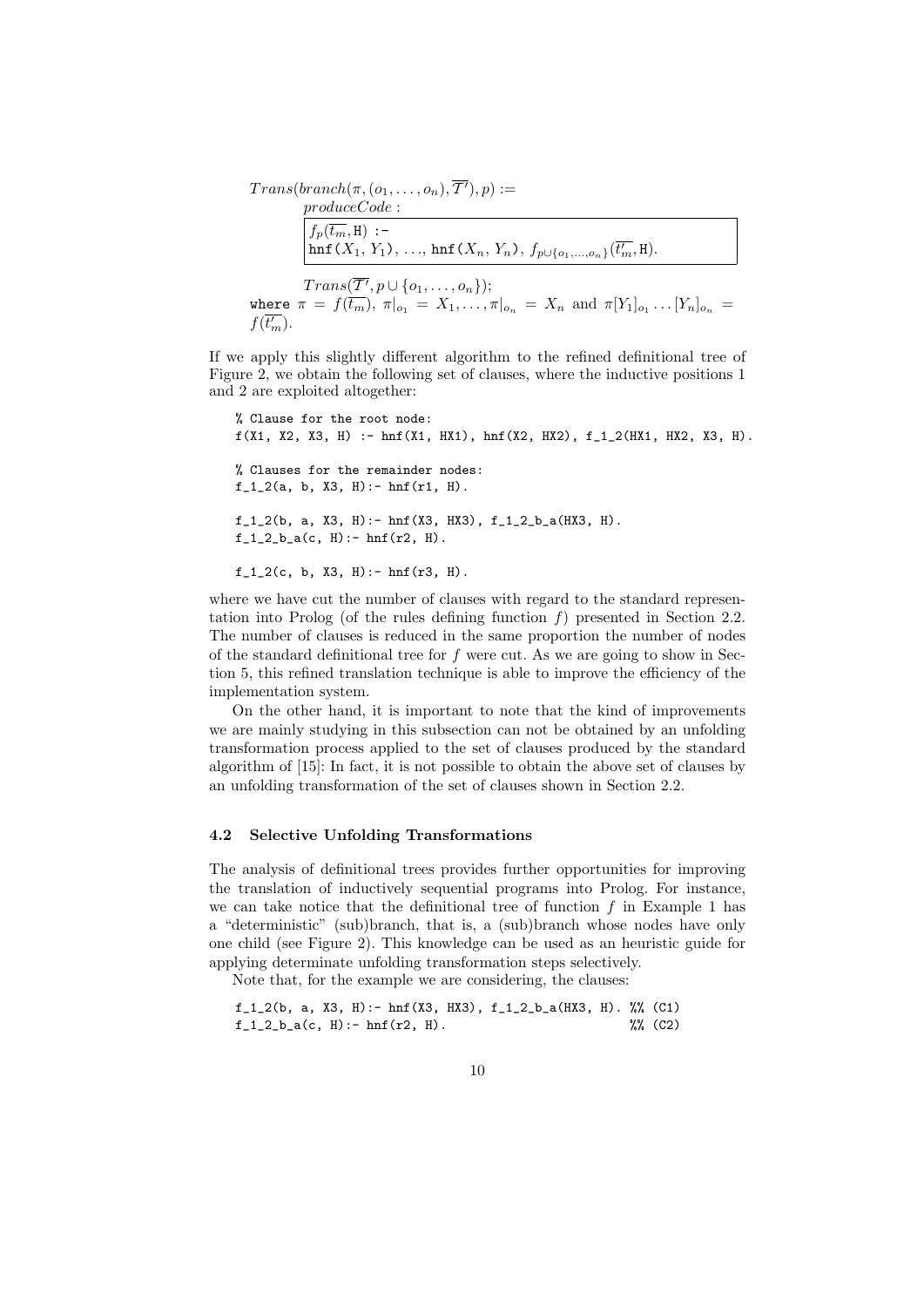$Trans(branch(\pi, (o_1, \ldots, o_n), \overline{\mathcal{T}'}), p) :=$
*produceCode* :

```
f_p(t_m, H) :-
hnf(X_1, Y_1), ..., hnf(X_n, Y_n), f_{p ∪ {o_1,...,o_n}}(t'_m, H).
```

$Trans(\overline{\mathcal{T}'}, p \cup \{o_1, \ldots, o_n\});$
where $\pi = f(\overline{t_m})$, $\pi|_{o_1} = X_1, \ldots, \pi|_{o_n} = X_n$ and $\pi[Y_1]_{o_1} \ldots [Y_n]_{o_n} = f(\overline{t'_m})$.

If we apply this slightly different algorithm to the refined definitional tree of Figure 2, we obtain the following set of clauses, where the inductive positions 1 and 2 are exploited altogether:

```
% Clause for the root node:
f(X1, X2, X3, H) :- hnf(X1, HX1), hnf(X2, HX2), f_1_2(HX1, HX2, X3, H).

% Clauses for the remainder nodes:
f_1_2(a, b, X3, H):- hnf(r1, H).

f_1_2(b, a, X3, H):- hnf(X3, HX3), f_1_2_b_a(HX3, H).
f_1_2_b_a(c, H):- hnf(r2, H).

f_1_2(c, b, X3, H):- hnf(r3, H).
```

where we have cut the number of clauses with regard to the standard representation into Prolog (of the rules defining function $f$) presented in Section 2.2. The number of clauses is reduced in the same proportion the number of nodes of the standard definitional tree for $f$ were cut. As we are going to show in Section 5, this refined translation technique is able to improve the efficiency of the implementation system.

On the other hand, it is important to note that the kind of improvements we are mainly studying in this subsection can not be obtained by an unfolding transformation process applied to the set of clauses produced by the standard algorithm of [15]: In fact, it is not possible to obtain the above set of clauses by an unfolding transformation of the set of clauses shown in Section 2.2.

### 4.2 Selective Unfolding Transformations

The analysis of definitional trees provides further opportunities for improving the translation of inductively sequential programs into Prolog. For instance, we can take notice that the definitional tree of function $f$ in Example 1 has a "deterministic" (sub)branch, that is, a (sub)branch whose nodes have only one child (see Figure 2). This knowledge can be used as an heuristic guide for applying determinate unfolding transformation steps selectively.

Note that, for the example we are considering, the clauses:

```
f_1_2(b, a, X3, H):- hnf(X3, HX3), f_1_2_b_a(HX3, H). %% (C1)
f_1_2_b_a(c, H):- hnf(r2, H).                         %% (C2)
```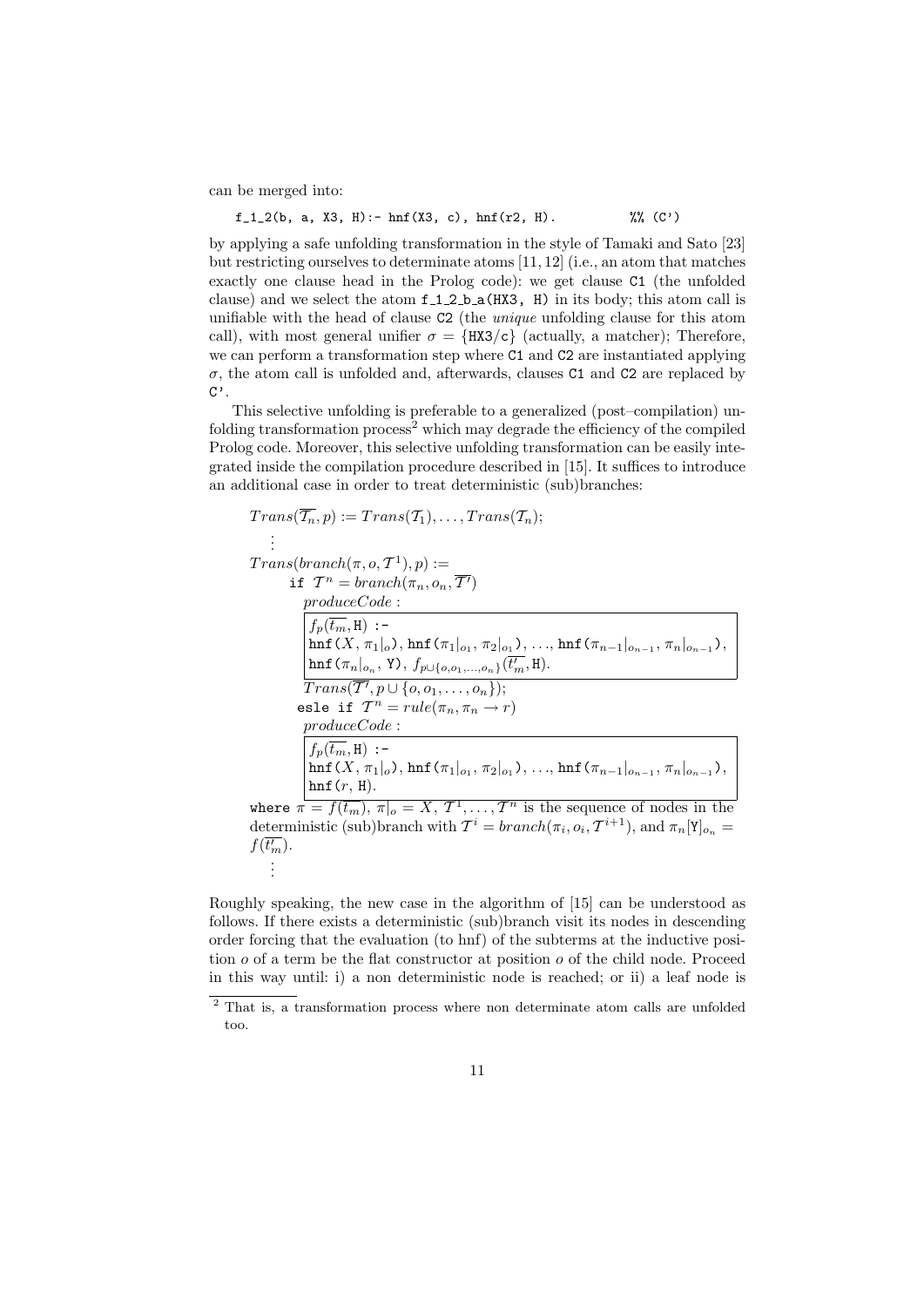can be merged into:

```
f_1_2(b, a, X3, H):- hnf(X3, c), hnf(r2, H).          %% (C')
```

by applying a safe unfolding transformation in the style of Tamaki and Sato [23] but restricting ourselves to determinate atoms [11, 12] (i.e., an atom that matches exactly one clause head in the Prolog code): we get clause C1 (the unfolded clause) and we select the atom `f_1_2_b_a(HX3, H)` in its body; this atom call is unifiable with the head of clause C2 (the *unique* unfolding clause for this atom call), with most general unifier $\sigma = \{\texttt{HX3}/\texttt{c}\}$ (actually, a matcher); Therefore, we can perform a transformation step where C1 and C2 are instantiated applying $\sigma$, the atom call is unfolded and, afterwards, clauses C1 and C2 are replaced by C'.

This selective unfolding is preferable to a generalized (post–compilation) unfolding transformation process[2] which may degrade the efficiency of the compiled Prolog code. Moreover, this selective unfolding transformation can be easily integrated inside the compilation procedure described in [15]. It suffices to introduce an additional case in order to treat deterministic (sub)branches:

$Trans(\overline{\mathcal{T}_n}, p) := Trans(\mathcal{T}_1), \ldots, Trans(\mathcal{T}_n);$

$\vdots$

$Trans(branch(\pi, o, \mathcal{T}^1), p) :=$

  **if** $\mathcal{T}^n = branch(\pi_n, o_n, \overline{\mathcal{T}'})$

  *produceCode* :

$f_p(\overline{t_m}, \texttt{H})$ `:-`
$\texttt{hnf}(X, \pi_1|_o)$, $\texttt{hnf}(\pi_1|_{o_1}, \pi_2|_{o_1})$, …, $\texttt{hnf}(\pi_{n-1}|_{o_{n-1}}, \pi_n|_{o_{n-1}})$,
$\texttt{hnf}(\pi_n|_{o_n}, \texttt{Y})$, $f_{p\cup\{o,o_1,\ldots,o_n\}}(\overline{t'_m}, \texttt{H})$.

  $Trans(\overline{\mathcal{T}'}, p \cup \{o, o_1, \ldots, o_n\});$

  **esle if** $\mathcal{T}^n = rule(\pi_n, \pi_n \to r)$

  *produceCode* :

$f_p(\overline{t_m}, \texttt{H})$ `:-`
$\texttt{hnf}(X, \pi_1|_o)$, $\texttt{hnf}(\pi_1|_{o_1}, \pi_2|_{o_1})$, …, $\texttt{hnf}(\pi_{n-1}|_{o_{n-1}}, \pi_n|_{o_{n-1}})$,
$\texttt{hnf}(r, \texttt{H})$.

**where** $\pi = f(\overline{t_m})$, $\pi|_o = X$, $\mathcal{T}^1, \ldots, \mathcal{T}^n$ is the sequence of nodes in the deterministic (sub)branch with $\mathcal{T}^i = branch(\pi_i, o_i, \mathcal{T}^{i+1})$, and $\pi_n[\texttt{Y}]_{o_n} = f(\overline{t'_m})$.

$\vdots$

Roughly speaking, the new case in the algorithm of [15] can be understood as follows. If there exists a deterministic (sub)branch visit its nodes in descending order forcing that the evaluation (to hnf) of the subterms at the inductive position $o$ of a term be the flat constructor at position $o$ of the child node. Proceed in this way until: i) a non deterministic node is reached; or ii) a leaf node is

[2] That is, a transformation process where non determinate atom calls are unfolded too.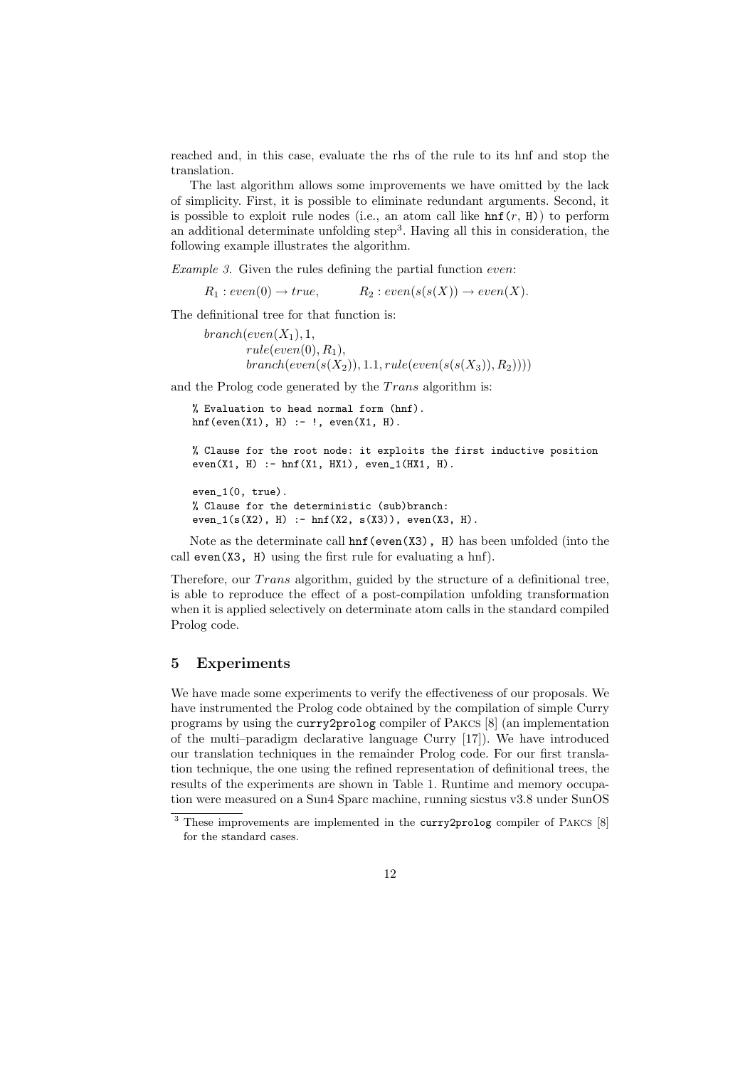reached and, in this case, evaluate the rhs of the rule to its hnf and stop the translation.

The last algorithm allows some improvements we have omitted by the lack of simplicity. First, it is possible to eliminate redundant arguments. Second, it is possible to exploit rule nodes (i.e., an atom call like `hnf(`$r$`, H)`) to perform an additional determinate unfolding step[3]. Having all this in consideration, the following example illustrates the algorithm.

*Example 3.* Given the rules defining the partial function *even*:

$$R_1 : even(0) \rightarrow true, \qquad R_2 : even(s(s(X)) \rightarrow even(X).$$

The definitional tree for that function is:

$$\begin{array}{l} branch(even(X_1), 1, \\ \quad rule(even(0), R_1), \\ \quad branch(even(s(X_2)), 1.1, rule(even(s(s(X_3)), R_2)))) \end{array}$$

and the Prolog code generated by the *Trans* algorithm is:

```
% Evaluation to head normal form (hnf).
hnf(even(X1), H) :- !, even(X1, H).

% Clause for the root node: it exploits the first inductive position
even(X1, H) :- hnf(X1, HX1), even_1(HX1, H).

even_1(0, true).
% Clause for the deterministic (sub)branch:
even_1(s(X2), H) :- hnf(X2, s(X3)), even(X3, H).
```

Note as the determinate call `hnf(even(X3), H)` has been unfolded (into the call `even(X3, H)` using the first rule for evaluating a hnf).

Therefore, our *Trans* algorithm, guided by the structure of a definitional tree, is able to reproduce the effect of a post-compilation unfolding transformation when it is applied selectively on determinate atom calls in the standard compiled Prolog code.

## 5 Experiments

We have made some experiments to verify the effectiveness of our proposals. We have instrumented the Prolog code obtained by the compilation of simple Curry programs by using the `curry2prolog` compiler of Pakcs [8] (an implementation of the multi–paradigm declarative language Curry [17]). We have introduced our translation techniques in the remainder Prolog code. For our first translation technique, the one using the refined representation of definitional trees, the results of the experiments are shown in Table 1. Runtime and memory occupation were measured on a Sun4 Sparc machine, running sicstus v3.8 under SunOS

[3] These improvements are implemented in the `curry2prolog` compiler of Pakcs [8] for the standard cases.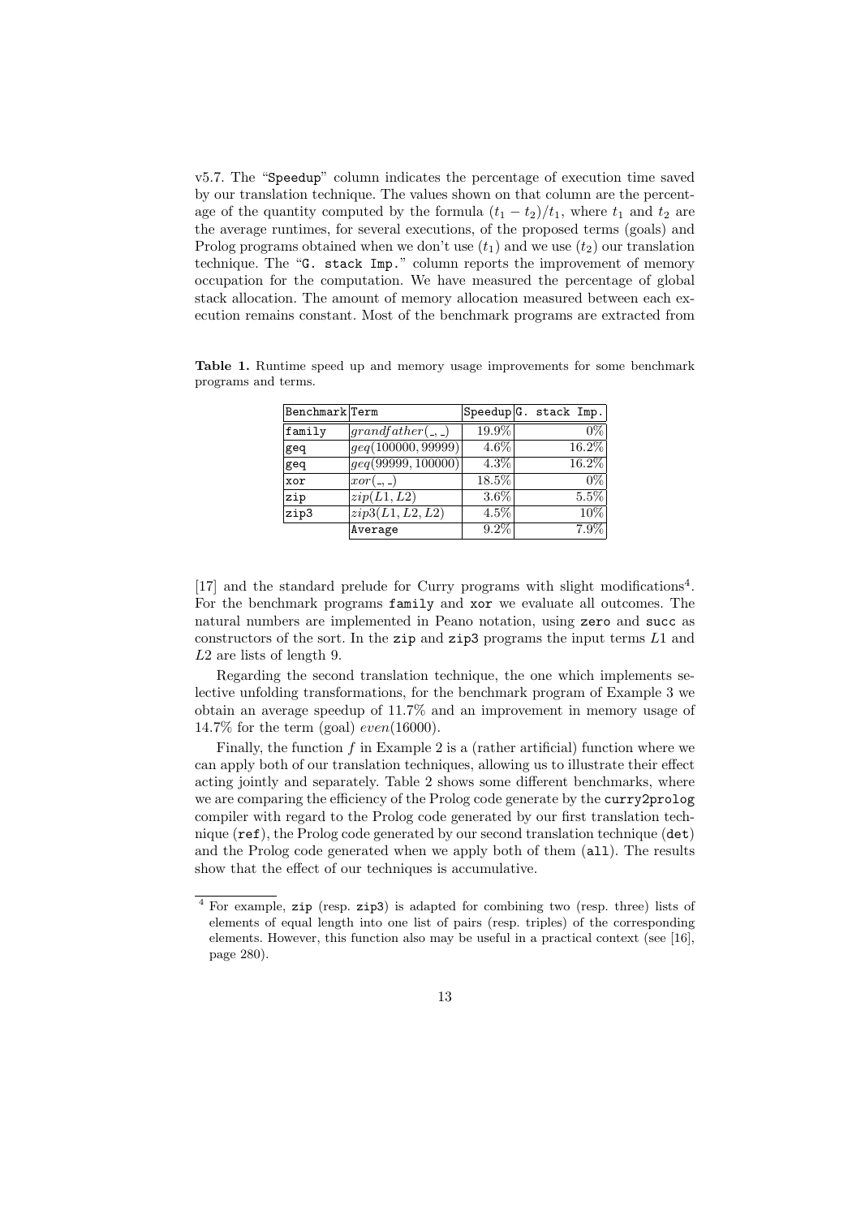v5.7. The "Speedup" column indicates the percentage of execution time saved by our translation technique. The values shown on that column are the percentage of the quantity computed by the formula $(t_1 - t_2)/t_1$, where $t_1$ and $t_2$ are the average runtimes, for several executions, of the proposed terms (goals) and Prolog programs obtained when we don't use ($t_1$) and we use ($t_2$) our translation technique. The "G. stack Imp." column reports the improvement of memory occupation for the computation. We have measured the percentage of global stack allocation. The amount of memory allocation measured between each execution remains constant. Most of the benchmark programs are extracted from [17] and the standard prelude for Curry programs with slight modifications[4]. For the benchmark programs `family` and `xor` we evaluate all outcomes. The natural numbers are implemented in Peano notation, using `zero` and `succ` as constructors of the sort. In the `zip` and `zip3` programs the input terms $L1$ and $L2$ are lists of length 9.

**Table 1.** Runtime speed up and memory usage improvements for some benchmark programs and terms.

| Benchmark | Term | Speedup | G. stack Imp. |
|---|---|---|---|
| family | $grandfather(\_,\_)$ | 19.9% | 0% |
| geq | $geq(100000, 99999)$ | 4.6% | 16.2% |
| geq | $geq(99999, 100000)$ | 4.3% | 16.2% |
| xor | $xor(\_,\_)$ | 18.5% | 0% |
| zip | $zip(L1, L2)$ | 3.6% | 5.5% |
| zip3 | $zip3(L1, L2, L2)$ | 4.5% | 10% |
| | Average | 9.2% | 7.9% |

Regarding the second translation technique, the one which implements selective unfolding transformations, for the benchmark program of Example 3 we obtain an average speedup of 11.7% and an improvement in memory usage of 14.7% for the term (goal) $even(16000)$.

Finally, the function $f$ in Example 2 is a (rather artificial) function where we can apply both of our translation techniques, allowing us to illustrate their effect acting jointly and separately. Table 2 shows some different benchmarks, where we are comparing the efficiency of the Prolog code generate by the `curry2prolog` compiler with regard to the Prolog code generated by our first translation technique (`ref`), the Prolog code generated by our second translation technique (`det`) and the Prolog code generated when we apply both of them (`all`). The results show that the effect of our techniques is accumulative.

[4] For example, `zip` (resp. `zip3`) is adapted for combining two (resp. three) lists of elements of equal length into one list of pairs (resp. triples) of the corresponding elements. However, this function also may be useful in a practical context (see [16], page 280).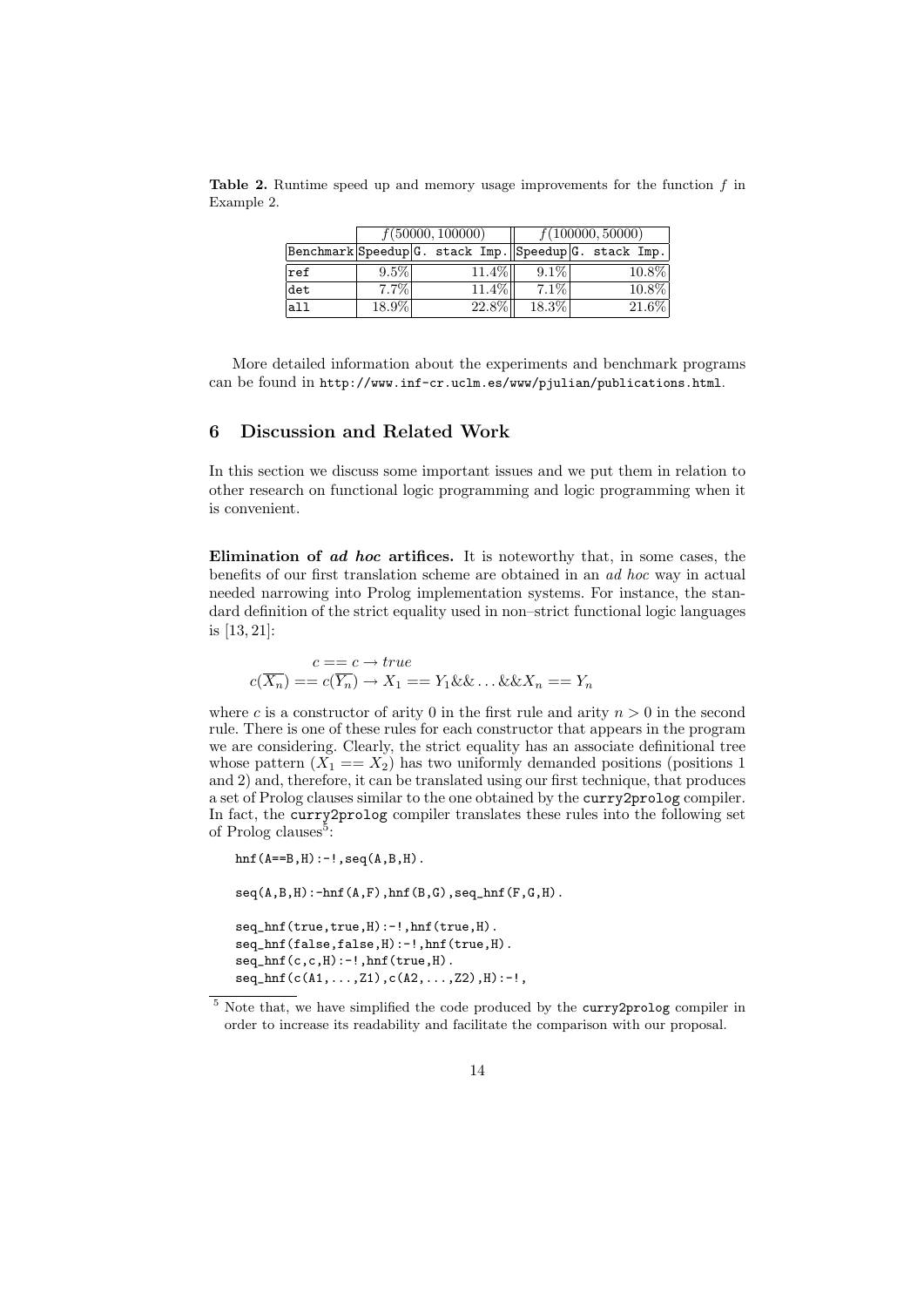**Table 2.** Runtime speed up and memory usage improvements for the function $f$ in Example 2.

| | $f(50000, 100000)$ | | $f(100000, 50000)$ | |
|---|---|---|---|---|
| Benchmark | Speedup | G. stack Imp. | Speedup | G. stack Imp. |
| ref | 9.5% | 11.4% | 9.1% | 10.8% |
| det | 7.7% | 11.4% | 7.1% | 10.8% |
| all | 18.9% | 22.8% | 18.3% | 21.6% |

More detailed information about the experiments and benchmark programs can be found in `http://www.inf-cr.uclm.es/www/pjulian/publications.html`.

## 6 Discussion and Related Work

In this section we discuss some important issues and we put them in relation to other research on functional logic programming and logic programming when it is convenient.

**Elimination of *ad hoc* artifices.** It is noteworthy that, in some cases, the benefits of our first translation scheme are obtained in an *ad hoc* way in actual needed narrowing into Prolog implementation systems. For instance, the standard definition of the strict equality used in non–strict functional logic languages is [13, 21]:

$$c == c \rightarrow true$$
$$c(\overline{X_n}) == c(\overline{Y_n}) \rightarrow X_1 == Y_1 \&\& \ldots \&\& X_n == Y_n$$

where $c$ is a constructor of arity 0 in the first rule and arity $n > 0$ in the second rule. There is one of these rules for each constructor that appears in the program we are considering. Clearly, the strict equality has an associate definitional tree whose pattern $(X_1 == X_2)$ has two uniformly demanded positions (positions 1 and 2) and, therefore, it can be translated using our first technique, that produces a set of Prolog clauses similar to the one obtained by the `curry2prolog` compiler. In fact, the `curry2prolog` compiler translates these rules into the following set of Prolog clauses[5]:

```
hnf(A==B,H):-!,seq(A,B,H).

seq(A,B,H):-hnf(A,F),hnf(B,G),seq_hnf(F,G,H).

seq_hnf(true,true,H):-!,hnf(true,H).
seq_hnf(false,false,H):-!,hnf(true,H).
seq_hnf(c,c,H):-!,hnf(true,H).
seq_hnf(c(A1,...,Z1),c(A2,...,Z2),H):-!,
```

[5] Note that, we have simplified the code produced by the `curry2prolog` compiler in order to increase its readability and facilitate the comparison with our proposal.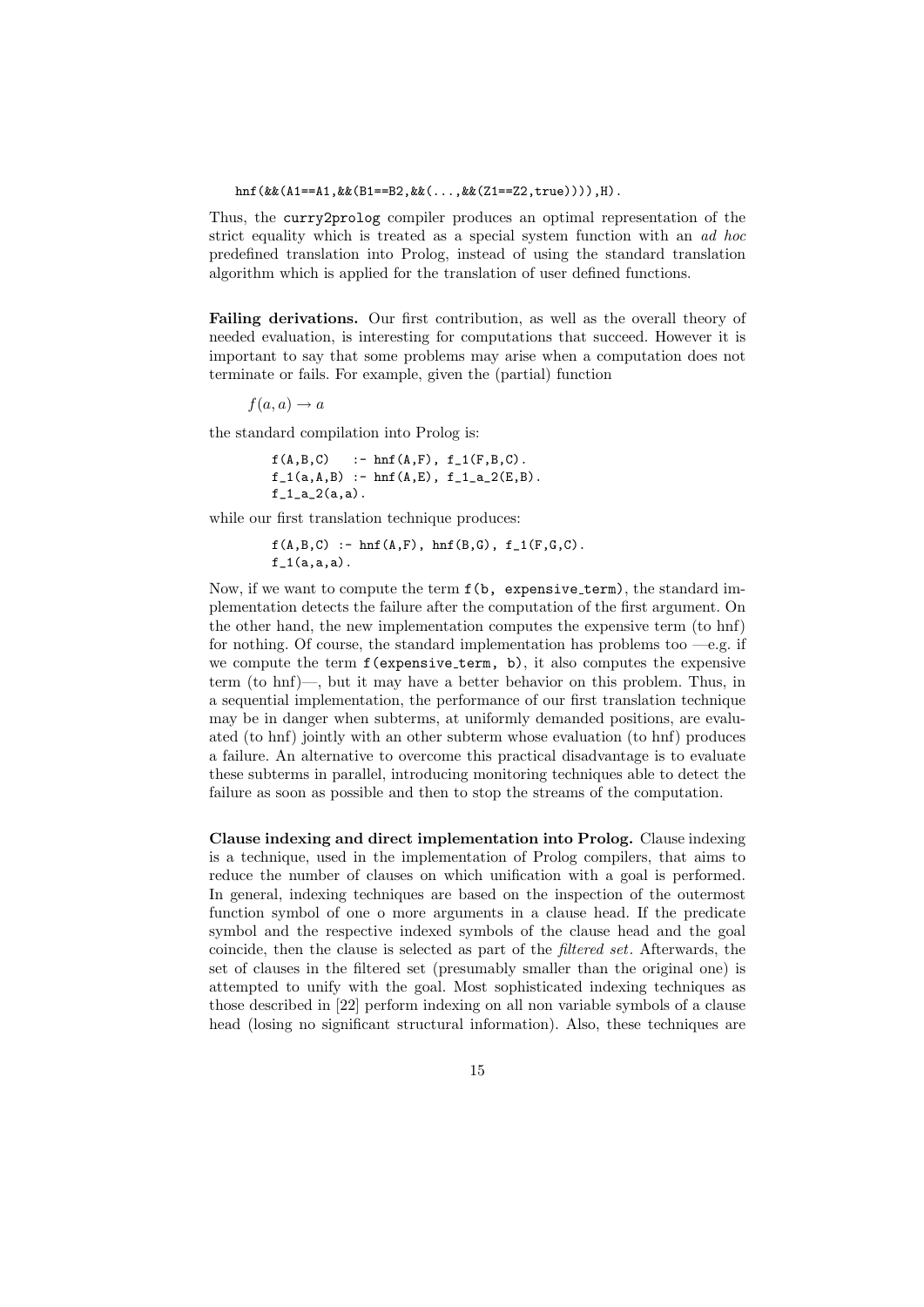```
hnf(&&(A1==A1,&&(B1==B2,&&(...,&&(Z1==Z2,true)))),H).
```

Thus, the curry2prolog compiler produces an optimal representation of the strict equality which is treated as a special system function with an *ad hoc* predefined translation into Prolog, instead of using the standard translation algorithm which is applied for the translation of user defined functions.

**Failing derivations.** Our first contribution, as well as the overall theory of needed evaluation, is interesting for computations that succeed. However it is important to say that some problems may arise when a computation does not terminate or fails. For example, given the (partial) function

$$f(a, a) \to a$$

the standard compilation into Prolog is:

```
f(A,B,C)   :- hnf(A,F), f_1(F,B,C).
f_1(a,A,B) :- hnf(A,E), f_1_a_2(E,B).
f_1_a_2(a,a).
```

while our first translation technique produces:

```
f(A,B,C) :- hnf(A,F), hnf(B,G), f_1(F,G,C).
f_1(a,a,a).
```

Now, if we want to compute the term f(b, expensive_term), the standard implementation detects the failure after the computation of the first argument. On the other hand, the new implementation computes the expensive term (to hnf) for nothing. Of course, the standard implementation has problems too —e.g. if we compute the term f(expensive_term, b), it also computes the expensive term (to hnf)—, but it may have a better behavior on this problem. Thus, in a sequential implementation, the performance of our first translation technique may be in danger when subterms, at uniformly demanded positions, are evaluated (to hnf) jointly with an other subterm whose evaluation (to hnf) produces a failure. An alternative to overcome this practical disadvantage is to evaluate these subterms in parallel, introducing monitoring techniques able to detect the failure as soon as possible and then to stop the streams of the computation.

**Clause indexing and direct implementation into Prolog.** Clause indexing is a technique, used in the implementation of Prolog compilers, that aims to reduce the number of clauses on which unification with a goal is performed. In general, indexing techniques are based on the inspection of the outermost function symbol of one o more arguments in a clause head. If the predicate symbol and the respective indexed symbols of the clause head and the goal coincide, then the clause is selected as part of the *filtered set*. Afterwards, the set of clauses in the filtered set (presumably smaller than the original one) is attempted to unify with the goal. Most sophisticated indexing techniques as those described in [22] perform indexing on all non variable symbols of a clause head (losing no significant structural information). Also, these techniques are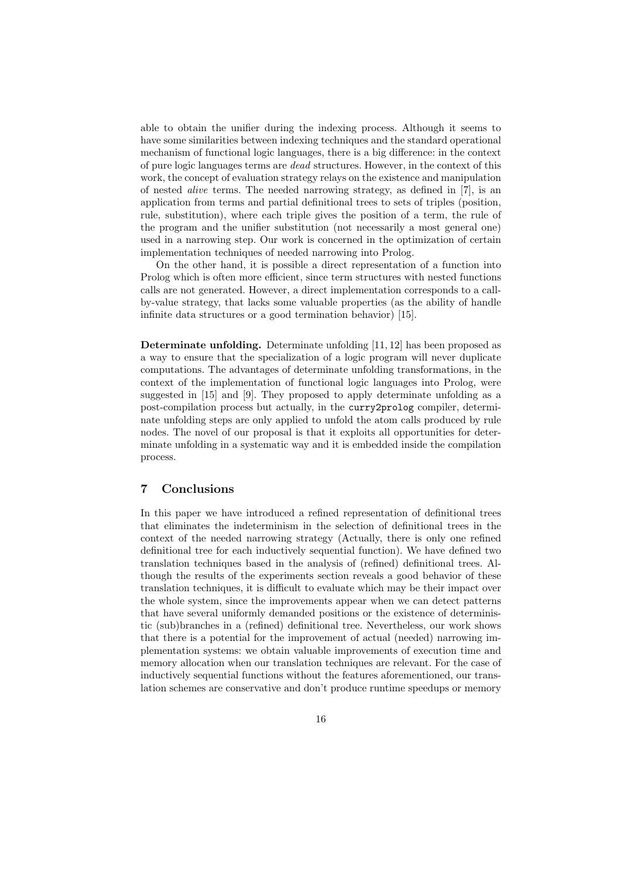able to obtain the unifier during the indexing process. Although it seems to have some similarities between indexing techniques and the standard operational mechanism of functional logic languages, there is a big difference: in the context of pure logic languages terms are *dead* structures. However, in the context of this work, the concept of evaluation strategy relays on the existence and manipulation of nested *alive* terms. The needed narrowing strategy, as defined in [7], is an application from terms and partial definitional trees to sets of triples (position, rule, substitution), where each triple gives the position of a term, the rule of the program and the unifier substitution (not necessarily a most general one) used in a narrowing step. Our work is concerned in the optimization of certain implementation techniques of needed narrowing into Prolog.

On the other hand, it is possible a direct representation of a function into Prolog which is often more efficient, since term structures with nested functions calls are not generated. However, a direct implementation corresponds to a call-by-value strategy, that lacks some valuable properties (as the ability of handle infinite data structures or a good termination behavior) [15].

**Determinate unfolding.** Determinate unfolding [11, 12] has been proposed as a way to ensure that the specialization of a logic program will never duplicate computations. The advantages of determinate unfolding transformations, in the context of the implementation of functional logic languages into Prolog, were suggested in [15] and [9]. They proposed to apply determinate unfolding as a post-compilation process but actually, in the `curry2prolog` compiler, determinate unfolding steps are only applied to unfold the atom calls produced by rule nodes. The novel of our proposal is that it exploits all opportunities for determinate unfolding in a systematic way and it is embedded inside the compilation process.

## 7 Conclusions

In this paper we have introduced a refined representation of definitional trees that eliminates the indeterminism in the selection of definitional trees in the context of the needed narrowing strategy (Actually, there is only one refined definitional tree for each inductively sequential function). We have defined two translation techniques based in the analysis of (refined) definitional trees. Although the results of the experiments section reveals a good behavior of these translation techniques, it is difficult to evaluate which may be their impact over the whole system, since the improvements appear when we can detect patterns that have several uniformly demanded positions or the existence of deterministic (sub)branches in a (refined) definitional tree. Nevertheless, our work shows that there is a potential for the improvement of actual (needed) narrowing implementation systems: we obtain valuable improvements of execution time and memory allocation when our translation techniques are relevant. For the case of inductively sequential functions without the features aforementioned, our translation schemes are conservative and don't produce runtime speedups or memory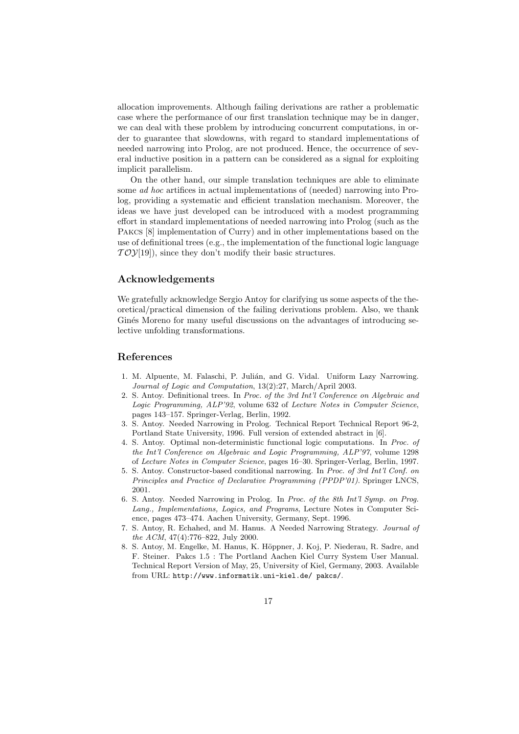allocation improvements. Although failing derivations are rather a problematic case where the performance of our first translation technique may be in danger, we can deal with these problem by introducing concurrent computations, in order to guarantee that slowdowns, with regard to standard implementations of needed narrowing into Prolog, are not produced. Hence, the occurrence of several inductive position in a pattern can be considered as a signal for exploiting implicit parallelism.

On the other hand, our simple translation techniques are able to eliminate some *ad hoc* artifices in actual implementations of (needed) narrowing into Prolog, providing a systematic and efficient translation mechanism. Moreover, the ideas we have just developed can be introduced with a modest programming effort in standard implementations of needed narrowing into Prolog (such as the PAKCS [8] implementation of Curry) and in other implementations based on the use of definitional trees (e.g., the implementation of the functional logic language $\mathcal{TOY}$[19]), since they don't modify their basic structures.

## Acknowledgements

We gratefully acknowledge Sergio Antoy for clarifying us some aspects of the theoretical/practical dimension of the failing derivations problem. Also, we thank Ginés Moreno for many useful discussions on the advantages of introducing selective unfolding transformations.

## References

1. M. Alpuente, M. Falaschi, P. Julián, and G. Vidal. Uniform Lazy Narrowing. *Journal of Logic and Computation*, 13(2):27, March/April 2003.
2. S. Antoy. Definitional trees. In *Proc. of the 3rd Int'l Conference on Algebraic and Logic Programming, ALP'92*, volume 632 of *Lecture Notes in Computer Science*, pages 143–157. Springer-Verlag, Berlin, 1992.
3. S. Antoy. Needed Narrowing in Prolog. Technical Report Technical Report 96-2, Portland State University, 1996. Full version of extended abstract in [6].
4. S. Antoy. Optimal non-deterministic functional logic computations. In *Proc. of the Int'l Conference on Algebraic and Logic Programming, ALP'97*, volume 1298 of *Lecture Notes in Computer Science*, pages 16–30. Springer-Verlag, Berlin, 1997.
5. S. Antoy. Constructor-based conditional narrowing. In *Proc. of 3rd Int'l Conf. on Principles and Practice of Declarative Programming (PPDP'01)*. Springer LNCS, 2001.
6. S. Antoy. Needed Narrowing in Prolog. In *Proc. of the 8th Int'l Symp. on Prog. Lang., Implementations, Logics, and Programs*, Lecture Notes in Computer Science, pages 473–474. Aachen University, Germany, Sept. 1996.
7. S. Antoy, R. Echahed, and M. Hanus. A Needed Narrowing Strategy. *Journal of the ACM*, 47(4):776–822, July 2000.
8. S. Antoy, M. Engelke, M. Hanus, K. Höppner, J. Koj, P. Niederau, R. Sadre, and F. Steiner. Pakcs 1.5 : The Portland Aachen Kiel Curry System User Manual. Technical Report Version of May, 25, University of Kiel, Germany, 2003. Available from URL: `http://www.informatik.uni-kiel.de/ pakcs/`.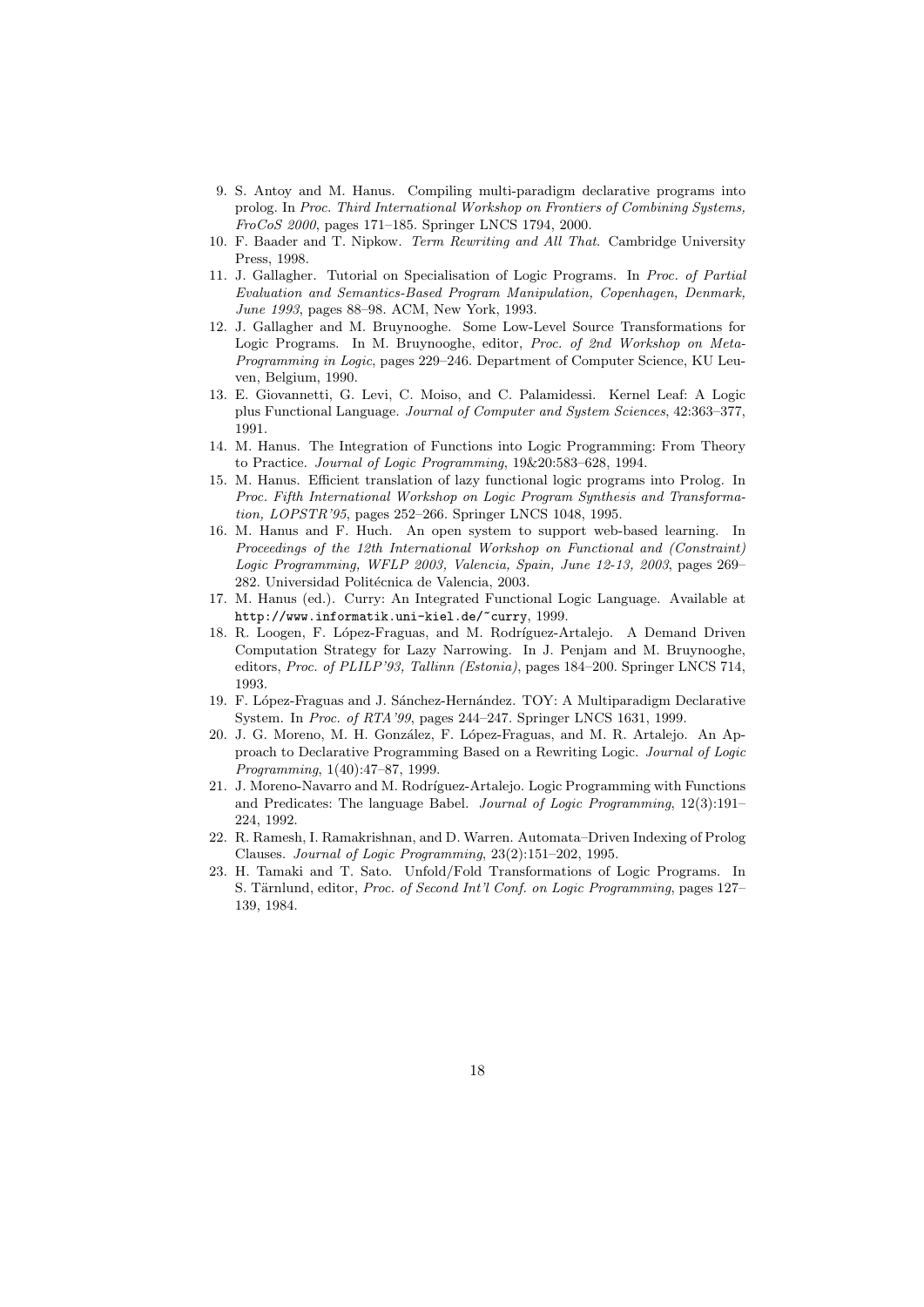9. S. Antoy and M. Hanus. Compiling multi-paradigm declarative programs into prolog. In *Proc. Third International Workshop on Frontiers of Combining Systems, FroCoS 2000*, pages 171–185. Springer LNCS 1794, 2000.
10. F. Baader and T. Nipkow. *Term Rewriting and All That*. Cambridge University Press, 1998.
11. J. Gallagher. Tutorial on Specialisation of Logic Programs. In *Proc. of Partial Evaluation and Semantics-Based Program Manipulation, Copenhagen, Denmark, June 1993*, pages 88–98. ACM, New York, 1993.
12. J. Gallagher and M. Bruynooghe. Some Low-Level Source Transformations for Logic Programs. In M. Bruynooghe, editor, *Proc. of 2nd Workshop on Meta-Programming in Logic*, pages 229–246. Department of Computer Science, KU Leuven, Belgium, 1990.
13. E. Giovannetti, G. Levi, C. Moiso, and C. Palamidessi. Kernel Leaf: A Logic plus Functional Language. *Journal of Computer and System Sciences*, 42:363–377, 1991.
14. M. Hanus. The Integration of Functions into Logic Programming: From Theory to Practice. *Journal of Logic Programming*, 19&20:583–628, 1994.
15. M. Hanus. Efficient translation of lazy functional logic programs into Prolog. In *Proc. Fifth International Workshop on Logic Program Synthesis and Transformation, LOPSTR'95*, pages 252–266. Springer LNCS 1048, 1995.
16. M. Hanus and F. Huch. An open system to support web-based learning. In *Proceedings of the 12th International Workshop on Functional and (Constraint) Logic Programming, WFLP 2003, Valencia, Spain, June 12-13, 2003*, pages 269–282. Universidad Politécnica de Valencia, 2003.
17. M. Hanus (ed.). Curry: An Integrated Functional Logic Language. Available at `http://www.informatik.uni-kiel.de/~curry`, 1999.
18. R. Loogen, F. López-Fraguas, and M. Rodríguez-Artalejo. A Demand Driven Computation Strategy for Lazy Narrowing. In J. Penjam and M. Bruynooghe, editors, *Proc. of PLILP'93, Tallinn (Estonia)*, pages 184–200. Springer LNCS 714, 1993.
19. F. López-Fraguas and J. Sánchez-Hernández. TOY: A Multiparadigm Declarative System. In *Proc. of RTA'99*, pages 244–247. Springer LNCS 1631, 1999.
20. J. G. Moreno, M. H. González, F. López-Fraguas, and M. R. Artalejo. An Approach to Declarative Programming Based on a Rewriting Logic. *Journal of Logic Programming*, 1(40):47–87, 1999.
21. J. Moreno-Navarro and M. Rodríguez-Artalejo. Logic Programming with Functions and Predicates: The language Babel. *Journal of Logic Programming*, 12(3):191–224, 1992.
22. R. Ramesh, I. Ramakrishnan, and D. Warren. Automata–Driven Indexing of Prolog Clauses. *Journal of Logic Programming*, 23(2):151–202, 1995.
23. H. Tamaki and T. Sato. Unfold/Fold Transformations of Logic Programs. In S. Tärnlund, editor, *Proc. of Second Int'l Conf. on Logic Programming*, pages 127–139, 1984.